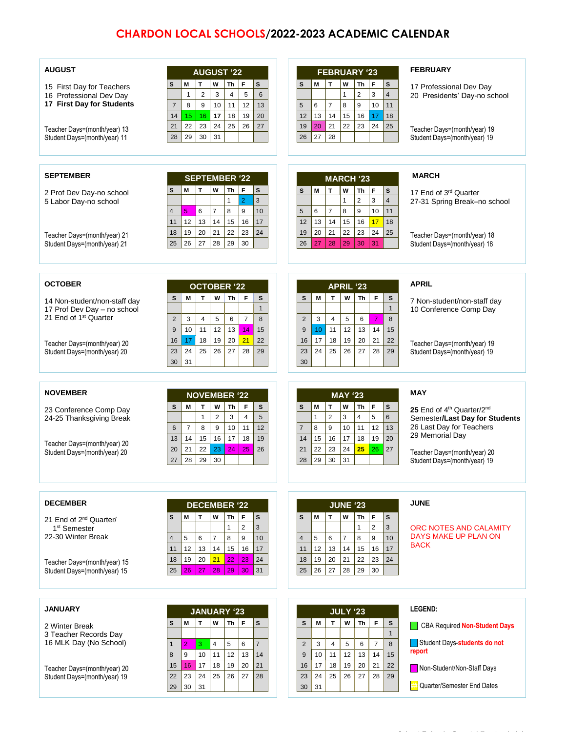# CHARDON LOCAL SCHOOLS/2022-2023 ACADEMIC CALENDAR

## AUGUST

15 First Day for Teachers
16 Professional Dev Day
**17 First Day for Students**

Teacher Days=(month/year) 13
Student Days=(month/year) 11

| AUGUST '22 | | | | | | |
|---|---|---|---|---|---|---|
| S | M | T | W | Th | F | S |
| | 1 | 2 | 3 | 4 | 5 | 6 |
| 7 | 8 | 9 | 10 | 11 | 12 | 13 |
| 14 | 15 | 16 | **17** | 18 | 19 | 20 |
| 21 | 22 | 23 | 24 | 25 | 26 | 27 |
| 28 | 29 | 30 | 31 | | | |

## FEBRUARY

17 Professional Dev Day
20 Presidents' Day-no school

Teacher Days=(month/year) 19
Student Days=(month/year) 19

| FEBRUARY '23 | | | | | | |
|---|---|---|---|---|---|---|
| S | M | T | W | Th | F | S |
| | | | 1 | 2 | 3 | 4 |
| 5 | 6 | 7 | 8 | 9 | 10 | 11 |
| 12 | 13 | 14 | 15 | 16 | 17 | 18 |
| 19 | 20 | 21 | 22 | 23 | 24 | 25 |
| 26 | 27 | 28 | | | | |

## SEPTEMBER

2 Prof Dev Day-no school
5 Labor Day-no school

Teacher Days=(month/year) 21
Student Days=(month/year) 21

| SEPTEMBER '22 | | | | | | |
|---|---|---|---|---|---|---|
| S | M | T | W | Th | F | S |
| | | | | 1 | 2 | 3 |
| 4 | 5 | 6 | 7 | 8 | 9 | 10 |
| 11 | 12 | 13 | 14 | 15 | 16 | 17 |
| 18 | 19 | 20 | 21 | 22 | 23 | 24 |
| 25 | 26 | 27 | 28 | 29 | 30 | |

## MARCH

17 End of 3rd Quarter
27-31 Spring Break–no school

Teacher Days=(month/year) 18
Student Days=(month/year) 18

| MARCH '23 | | | | | | |
|---|---|---|---|---|---|---|
| S | M | T | W | Th | F | S |
| | | | 1 | 2 | 3 | 4 |
| 5 | 6 | 7 | 8 | 9 | 10 | 11 |
| 12 | 13 | 14 | 15 | 16 | 17 | 18 |
| 19 | 20 | 21 | 22 | 23 | 24 | 25 |
| 26 | 27 | 28 | 29 | 30 | 31 | |

## OCTOBER

14 Non-student/non-staff day
17 Prof Dev Day – no school
21 End of 1st Quarter

Teacher Days=(month/year) 20
Student Days=(month/year) 20

| OCTOBER '22 | | | | | | |
|---|---|---|---|---|---|---|
| S | M | T | W | Th | F | S |
| | | | | | | 1 |
| 2 | 3 | 4 | 5 | 6 | 7 | 8 |
| 9 | 10 | 11 | 12 | 13 | 14 | 15 |
| 16 | 17 | 18 | 19 | 20 | 21 | 22 |
| 23 | 24 | 25 | 26 | 27 | 28 | 29 |
| 30 | 31 | | | | | |

## APRIL

7 Non-student/non-staff day
10 Conference Comp Day

Teacher Days=(month/year) 19
Student Days=(month/year) 19

| APRIL '23 | | | | | | |
|---|---|---|---|---|---|---|
| S | M | T | W | Th | F | S |
| | | | | | | 1 |
| 2 | 3 | 4 | 5 | 6 | 7 | 8 |
| 9 | 10 | 11 | 12 | 13 | 14 | 15 |
| 16 | 17 | 18 | 19 | 20 | 21 | 22 |
| 23 | 24 | 25 | 26 | 27 | 28 | 29 |
| 30 | | | | | | |

## NOVEMBER

23 Conference Comp Day
24-25 Thanksgiving Break

Teacher Days=(month/year) 20
Student Days=(month/year) 20

| NOVEMBER '22 | | | | | | |
|---|---|---|---|---|---|---|
| S | M | T | W | Th | F | S |
| | | 1 | 2 | 3 | 4 | 5 |
| 6 | 7 | 8 | 9 | 10 | 11 | 12 |
| 13 | 14 | 15 | 16 | 17 | 18 | 19 |
| 20 | 21 | 22 | 23 | 24 | 25 | 26 |
| 27 | 28 | 29 | 30 | | | |

## MAY

**25** End of 4th Quarter/2nd Semester/**Last Day for Students**
26 Last Day for Teachers
29 Memorial Day

Teacher Days=(month/year) 20
Student Days=(month/year) 19

| MAY '23 | | | | | | |
|---|---|---|---|---|---|---|
| S | M | T | W | Th | F | S |
| | 1 | 2 | 3 | 4 | 5 | 6 |
| 7 | 8 | 9 | 10 | 11 | 12 | 13 |
| 14 | 15 | 16 | 17 | 18 | 19 | 20 |
| 21 | 22 | 23 | 24 | **25** | 26 | 27 |
| 28 | 29 | 30 | 31 | | | |

## DECEMBER

21 End of 2nd Quarter/ 1st Semester
22-30 Winter Break

Teacher Days=(month/year) 15
Student Days=(month/year) 15

| DECEMBER '22 | | | | | | |
|---|---|---|---|---|---|---|
| S | M | T | W | Th | F | S |
| | | | | 1 | 2 | 3 |
| 4 | 5 | 6 | 7 | 8 | 9 | 10 |
| 11 | 12 | 13 | 14 | 15 | 16 | 17 |
| 18 | 19 | 20 | 21 | 22 | 23 | 24 |
| 25 | 26 | 27 | 28 | 29 | 30 | 31 |

## JUNE

ORC NOTES AND CALAMITY DAYS MAKE UP PLAN ON BACK

| JUNE '23 | | | | | | |
|---|---|---|---|---|---|---|
| S | M | T | W | Th | F | S |
| | | | | 1 | 2 | 3 |
| 4 | 5 | 6 | 7 | 8 | 9 | 10 |
| 11 | 12 | 13 | 14 | 15 | 16 | 17 |
| 18 | 19 | 20 | 21 | 22 | 23 | 24 |
| 25 | 26 | 27 | 28 | 29 | 30 | |

## JANUARY

2 Winter Break
3 Teacher Records Day
16 MLK Day (No School)

Teacher Days=(month/year) 20
Student Days=(month/year) 19

| JANUARY '23 | | | | | | |
|---|---|---|---|---|---|---|
| S | M | T | W | Th | F | S |
| | | | | | | |
| 1 | 2 | 3 | 4 | 5 | 6 | 7 |
| 8 | 9 | 10 | 11 | 12 | 13 | 14 |
| 15 | 16 | 17 | 18 | 19 | 20 | 21 |
| 22 | 23 | 24 | 25 | 26 | 27 | 28 |
| 29 | 30 | 31 | | | | |

| JULY '23 | | | | | | |
|---|---|---|---|---|---|---|
| S | M | T | W | Th | F | S |
| | | | | | | 1 |
| 2 | 3 | 4 | 5 | 6 | 7 | 8 |
| 9 | 10 | 11 | 12 | 13 | 14 | 15 |
| 16 | 17 | 18 | 19 | 20 | 21 | 22 |
| 23 | 24 | 25 | 26 | 27 | 28 | 29 |
| 30 | 31 | | | | | |

**LEGEND:**

- (Green) CBA Required **Non-Student Days**
- (Blue) Student Days-**students do not report**
- (Magenta) Non-Student/Non-Staff Days
- (Yellow) Quarter/Semester End Dates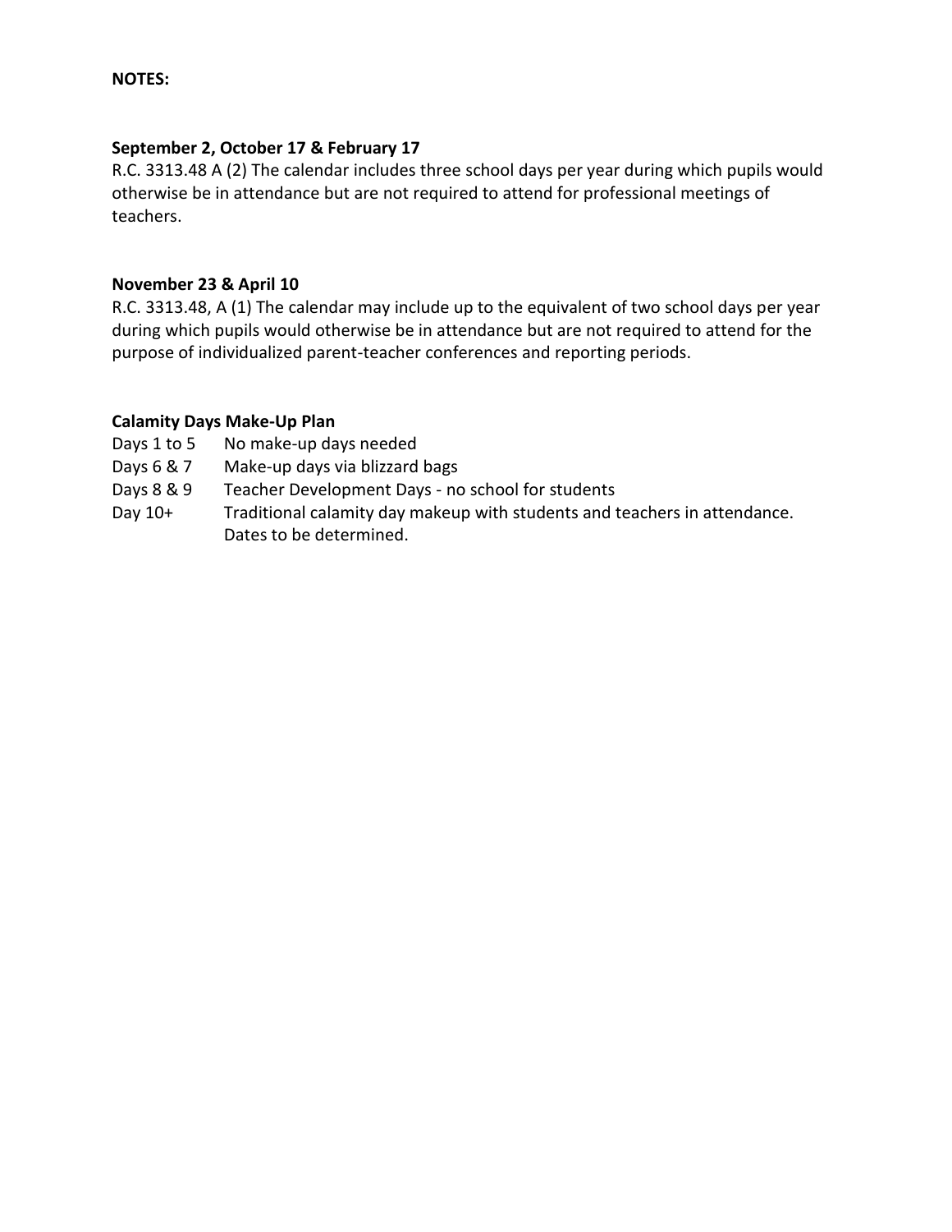**NOTES:**

**September 2, October 17 & February 17**

R.C. 3313.48 A (2) The calendar includes three school days per year during which pupils would otherwise be in attendance but are not required to attend for professional meetings of teachers.

**November 23 & April 10**

R.C. 3313.48, A (1) The calendar may include up to the equivalent of two school days per year during which pupils would otherwise be in attendance but are not required to attend for the purpose of individualized parent-teacher conferences and reporting periods.

**Calamity Days Make-Up Plan**

| | |
|---|---|
| Days 1 to 5 | No make-up days needed |
| Days 6 & 7 | Make-up days via blizzard bags |
| Days 8 & 9 | Teacher Development Days - no school for students |
| Day 10+ | Traditional calamity day makeup with students and teachers in attendance. Dates to be determined. |